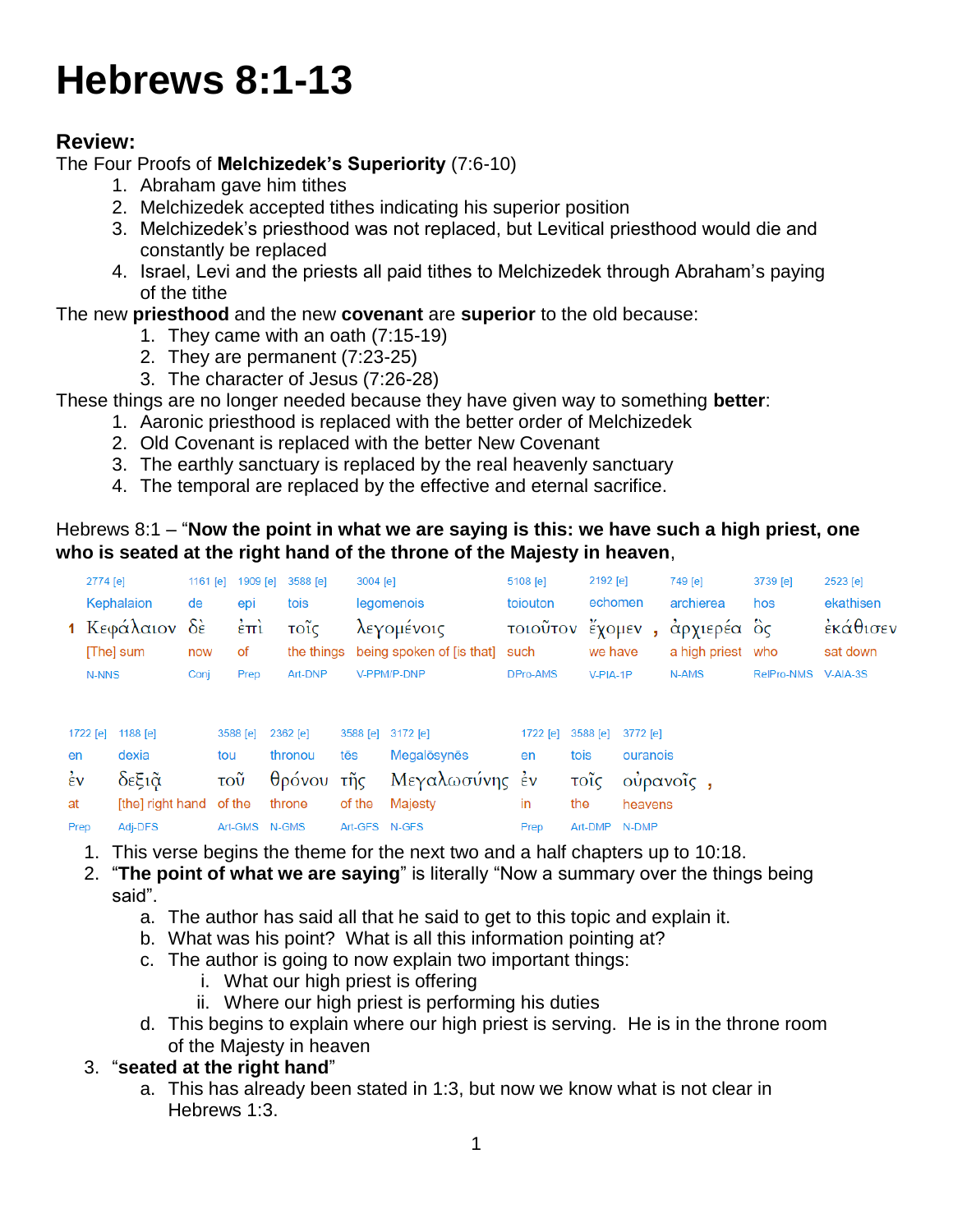# Hebrews 8:1-13

**Review:**

The Four Proofs of **Melchizedek's Superiority** (7:6-10)

1. Abraham gave him tithes
2. Melchizedek accepted tithes indicating his superior position
3. Melchizedek's priesthood was not replaced, but Levitical priesthood would die and constantly be replaced
4. Israel, Levi and the priests all paid tithes to Melchizedek through Abraham's paying of the tithe

The new **priesthood** and the new **covenant** are **superior** to the old because:

1. They came with an oath (7:15-19)
2. They are permanent (7:23-25)
3. The character of Jesus (7:26-28)

These things are no longer needed because they have given way to something **better**:

1. Aaronic priesthood is replaced with the better order of Melchizedek
2. Old Covenant is replaced with the better New Covenant
3. The earthly sanctuary is replaced by the real heavenly sanctuary
4. The temporal are replaced by the effective and eternal sacrifice.

Hebrews 8:1 – "**Now the point in what we are saying is this: we have such a high priest, one who is seated at the right hand of the throne of the Majesty in heaven**,

| 2774 [e] | 1161 [e] | 1909 [e] | 3588 [e] | 3004 [e] | 5108 [e] | 2192 [e] | 749 [e] | 3739 [e] | 2523 [e] |
|---|---|---|---|---|---|---|---|---|---|
| Kephalaion | de | epi | tois | legomenois | toiouton | echomen | archierea | hos | ekathisen |
| **1** Κεφάλαιον | δὲ | ἐπὶ | τοῖς | λεγομένοις | τοιοῦτον | ἔχομεν , | ἀρχιερέα | ὃς | ἐκάθισεν |
| [The] sum | now | of | the things | being spoken of [is that] | such | we have | a high priest | who | sat down |
| N-NNS | Conj | Prep | Art-DNP | V-PPM/P-DNP | DPro-AMS | V-PIA-1P | N-AMS | RelPro-NMS | V-AIA-3S |

| 1722 [e] | 1188 [e] | 3588 [e] | 2362 [e] | 3588 [e] | 3172 [e] | 1722 [e] | 3588 [e] | 3772 [e] |
|---|---|---|---|---|---|---|---|---|
| en | dexia | tou | thronou | tēs | Megalōsynēs | en | tois | ouranois |
| ἐν | δεξιᾷ | τοῦ | θρόνου | τῆς | Μεγαλωσύνης | ἐν | τοῖς | οὐρανοῖς , |
| at | [the] right hand | of the | throne | of the | Majesty | in | the | heavens |
| Prep | Adj-DFS | Art-GMS | N-GMS | Art-GFS | N-GFS | Prep | Art-DMP | N-DMP |

1. This verse begins the theme for the next two and a half chapters up to 10:18.
2. "**The point of what we are saying**" is literally "Now a summary over the things being said".
   a. The author has said all that he said to get to this topic and explain it.
   b. What was his point? What is all this information pointing at?
   c. The author is going to now explain two important things:
      i. What our high priest is offering
      ii. Where our high priest is performing his duties
   d. This begins to explain where our high priest is serving. He is in the throne room of the Majesty in heaven
3. "**seated at the right hand**"
   a. This has already been stated in 1:3, but now we know what is not clear in Hebrews 1:3.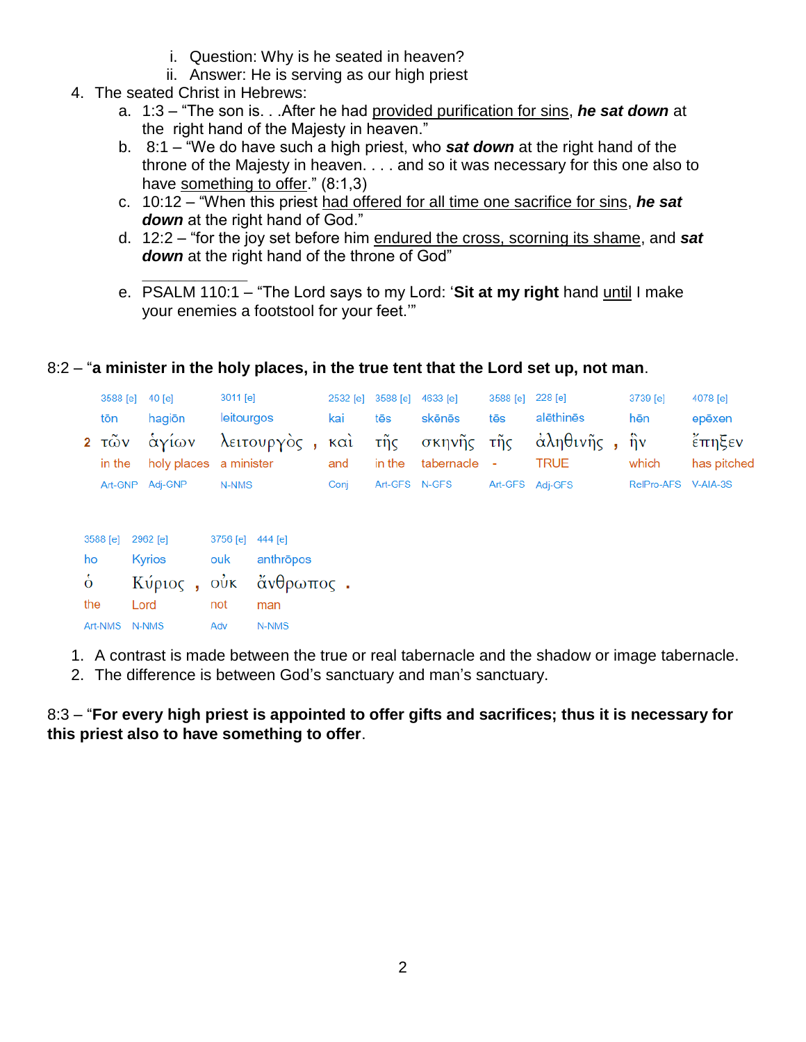i. Question: Why is he seated in heaven?
   ii. Answer: He is serving as our high priest

4. The seated Christ in Hebrews:
   a. 1:3 – "The son is. . .After he had provided purification for sins, ***he sat down*** at the right hand of the Majesty in heaven."
   b. 8:1 – "We do have such a high priest, who ***sat down*** at the right hand of the throne of the Majesty in heaven. . . . and so it was necessary for this one also to have something to offer." (8:1,3)
   c. 10:12 – "When this priest had offered for all time one sacrifice for sins, ***he sat down*** at the right hand of God."
   d. 12:2 – "for the joy set before him endured the cross, scorning its shame, and ***sat down*** at the right hand of the throne of God"

   ___________

   e. PSALM 110:1 – "The Lord says to my Lord: '**Sit at my right** hand until I make your enemies a footstool for your feet.'"

8:2 – "**a minister in the holy places, in the true tent that the Lord set up, not man**.

| | | | | | | | | | | |
|---|---|---|---|---|---|---|---|---|---|---|
| 3588 [e] | 40 [e] | 3011 [e] | | 2532 [e] | 3588 [e] | 4633 [e] | 3588 [e] | 228 [e] | | 3739 [e] | 4078 [e] |
| tōn | hagiōn | leitourgos | | kai | tēs | skēnēs | tēs | alēthinēs | | hēn | epēxen |
| 2 τῶν | ἁγίων | λειτουργὸς | , | καὶ | τῆς | σκηνῆς | τῆς | ἀληθινῆς | , | ἣν | ἔπηξεν |
| in the | holy places | a minister | | and | in the | tabernacle | - | TRUE | | which | has pitched |
| Art-GNP | Adj-GNP | N-NMS | | Conj | Art-GFS | N-GFS | Art-GFS | Adj-GFS | | RelPro-AFS | V-AIA-3S |

| | | | | | |
|---|---|---|---|---|---|
| 3588 [e] | 2962 [e] | | 3756 [e] | 444 [e] | |
| ho | Kyrios | | ouk | anthrōpos | |
| ὁ | Κύριος | , | οὐκ | ἄνθρωπος | . |
| the | Lord | | not | man | |
| Art-NMS | N-NMS | | Adv | N-NMS | |

1. A contrast is made between the true or real tabernacle and the shadow or image tabernacle.
2. The difference is between God's sanctuary and man's sanctuary.

8:3 – "**For every high priest is appointed to offer gifts and sacrifices; thus it is necessary for this priest also to have something to offer**.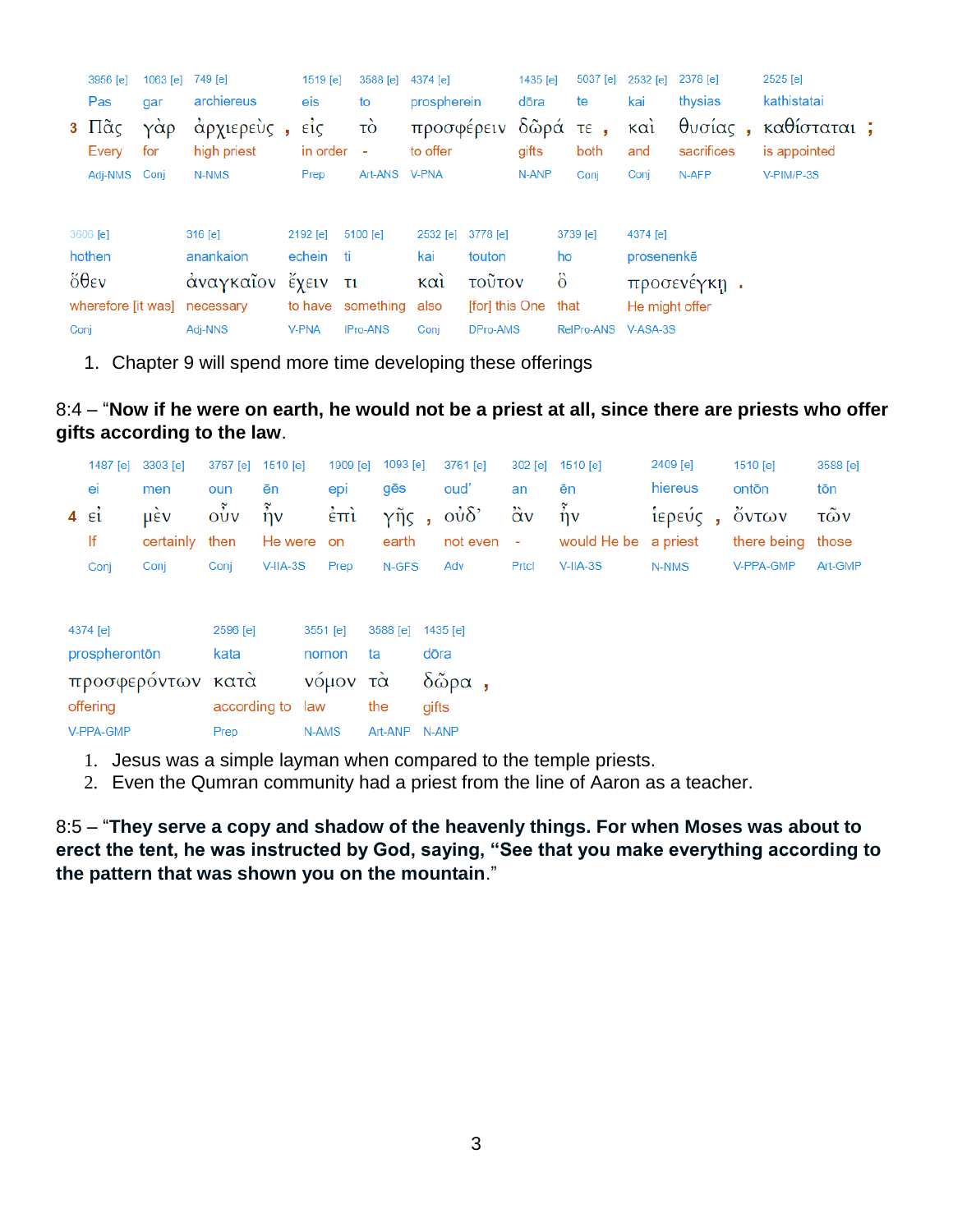| 3956 [e] | 1063 [e] | 749 [e] | | 1519 [e] | 3588 [e] | 4374 [e] | 1435 [e] | 5037 [e] | | 2532 [e] | 2378 [e] | | 2525 [e] | |
|---|---|---|---|---|---|---|---|---|---|---|---|---|---|---|
| Pas | gar | archiereus | | eis | to | prospherein | dōra | te | | kai | thysias | | kathistatai | |
| **3** Πᾶς | γὰρ | ἀρχιερεὺς | , | εἰς | τὸ | προσφέρειν | δῶρά | τε | , | καὶ | θυσίας | , | καθίσταται | ; |
| Every | for | high priest | | in order | - | to offer | gifts | both | | and | sacrifices | | is appointed | |
| Adj-NMS | Conj | N-NMS | | Prep | Art-ANS | V-PNA | N-ANP | Conj | | Conj | N-AFP | | V-PIM/P-3S | |

| 3606 [e] | 316 [e] | 2192 [e] | 5100 [e] | 2532 [e] | 3778 [e] | 3739 [e] | 4374 [e] | |
|---|---|---|---|---|---|---|---|---|
| hothen | anankaion | echein | ti | kai | touton | ho | prosenenkē | |
| ὅθεν | ἀναγκαῖον | ἔχειν | τι | καὶ | τοῦτον | ὃ | προσενέγκῃ | . |
| wherefore [it was] | necessary | to have | something | also | [for] this One | that | He might offer | |
| Conj | Adj-NNS | V-PNA | IPro-ANS | Conj | DPro-AMS | RelPro-ANS | V-ASA-3S | |

1. Chapter 9 will spend more time developing these offerings

8:4 – "**Now if he were on earth, he would not be a priest at all, since there are priests who offer gifts according to the law**.

| 1487 [e] | 3303 [e] | 3767 [e] | 1510 [e] | 1909 [e] | 1093 [e] | | 3761 [e] | 302 [e] | 1510 [e] | 2409 [e] | | 1510 [e] | 3588 [e] |
|---|---|---|---|---|---|---|---|---|---|---|---|---|---|
| ei | men | oun | ēn | epi | gēs | | oud' | an | ēn | hiereus | | ontōn | tōn |
| **4** εἰ | μὲν | οὖν | ἦν | ἐπὶ | γῆς | , | οὐδ' | ἂν | ἦν | ἱερεύς | , | ὄντων | τῶν |
| If | certainly | then | He were | on | earth | | not even | - | would He be | a priest | | there being | those |
| Conj | Conj | Conj | V-IIA-3S | Prep | N-GFS | | Adv | Prtcl | V-IIA-3S | N-NMS | | V-PPA-GMP | Art-GMP |

| 4374 [e] | 2596 [e] | 3551 [e] | 3588 [e] | 1435 [e] | |
|---|---|---|---|---|---|
| prospherontōn | kata | nomon | ta | dōra | |
| προσφερόντων | κατὰ | νόμον | τὰ | δῶρα | , |
| offering | according to | law | the | gifts | |
| V-PPA-GMP | Prep | N-AMS | Art-ANP | N-ANP | |

1. Jesus was a simple layman when compared to the temple priests.
2. Even the Qumran community had a priest from the line of Aaron as a teacher.

8:5 – "**They serve a copy and shadow of the heavenly things. For when Moses was about to erect the tent, he was instructed by God, saying, "See that you make everything according to the pattern that was shown you on the mountain**."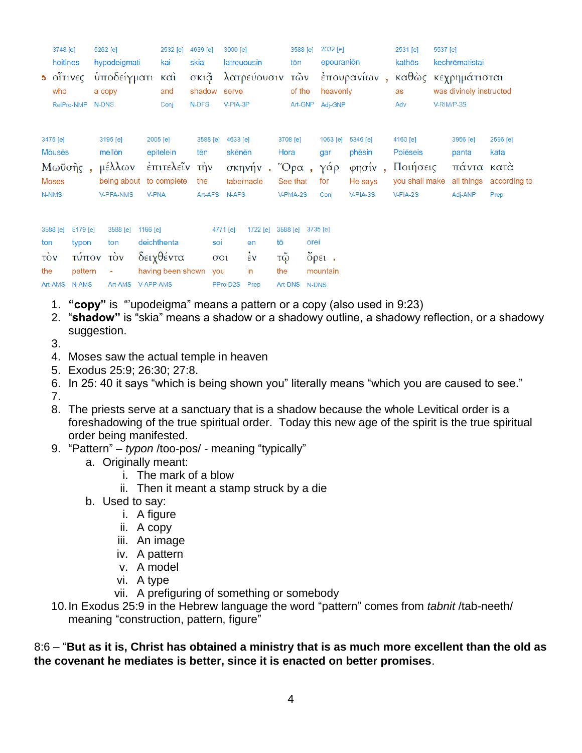| 3748 [e] | 5262 [e] | 2532 [e] | 4639 [e] | 3000 [e] | 3588 [e] | 2032 [e] | | 2531 [e] | 5537 [e] |
|---|---|---|---|---|---|---|---|---|---|
| hoitines | hypodeigmati | kai | skia | latreuousin | tōn | epouraniōn | | kathōs | kechrēmatistai |
| **5** οἵτινες | ὑποδείγματι | καὶ | σκιᾷ | λατρεύουσιν | τῶν | ἐπουρανίων | , | καθὼς | κεχρημάτισται |
| who | a copy | and | shadow | serve | of the | heavenly | | as | was divinely instructed |
| RelPro-NMP | N-DNS | Conj | N-DFS | V-PIA-3P | Art-GNP | Adj-GNP | | Adv | V-RIM/P-3S |

| 3475 [e] | | 3195 [e] | 2005 [e] | 3588 [e] | 4633 [e] | | 3708 [e] | | 1063 [e] | 5346 [e] | | 4160 [e] | 3956 [e] | 2596 [e] |
|---|---|---|---|---|---|---|---|---|---|---|---|---|---|---|
| Mōusēs | | mellōn | epitelein | tēn | skēnēn | | Hora | | gar | phēsin | | Poiēseis | panta | kata |
| Μωϋσῆς | , | μέλλων | ἐπιτελεῖν | τὴν | σκηνήν | . | Ὅρα | , | γάρ | φησίν | , | Ποιήσεις | πάντα | κατὰ |
| Moses | | being about | to complete | the | tabernacle | | See that | | for | He says | | you shall make | all things | according to |
| N-NMS | | V-PPA-NMS | V-PNA | Art-AFS | N-AFS | | V-PMA-2S | | Conj | V-PIA-3S | | V-FIA-2S | Adj-ANP | Prep |

| 3588 [e] | 5179 [e] | 3588 [e] | 1166 [e] | 4771 [e] | 1722 [e] | 3588 [e] | 3735 [e] | |
|---|---|---|---|---|---|---|---|---|
| ton | typon | ton | deichthenta | soi | en | tō | orei | |
| τὸν | τύπον | τὸν | δειχθέντα | σοι | ἐν | τῷ | ὄρει | . |
| the | pattern | - | having been shown | you | in | the | mountain | |
| Art-AMS | N-AMS | Art-AMS | V-APP-AMS | PPro-D2S | Prep | Art-DNS | N-DNS | |

1. **"copy"** is "'upodeigma" means a pattern or a copy (also used in 9:23)
2. "**shadow"** is "skia" means a shadow or a shadowy outline, a shadowy reflection, or a shadowy suggestion.
3. 
4. Moses saw the actual temple in heaven
5. Exodus 25:9; 26:30; 27:8.
6. In 25: 40 it says "which is being shown you" literally means "which you are caused to see."
7. 
8. The priests serve at a sanctuary that is a shadow because the whole Levitical order is a foreshadowing of the true spiritual order. Today this new age of the spirit is the true spiritual order being manifested.
9. "Pattern" – *typon* /too-pos/ - meaning "typically"
   a. Originally meant:
      i. The mark of a blow
      ii. Then it meant a stamp struck by a die
   b. Used to say:
      i. A figure
      ii. A copy
      iii. An image
      iv. A pattern
      v. A model
      vi. A type
      vii. A prefiguring of something or somebody
10. In Exodus 25:9 in the Hebrew language the word "pattern" comes from *tabnit* /tab-neeth/ meaning "construction, pattern, figure"

8:6 – "**But as it is, Christ has obtained a ministry that is as much more excellent than the old as the covenant he mediates is better, since it is enacted on better promises**.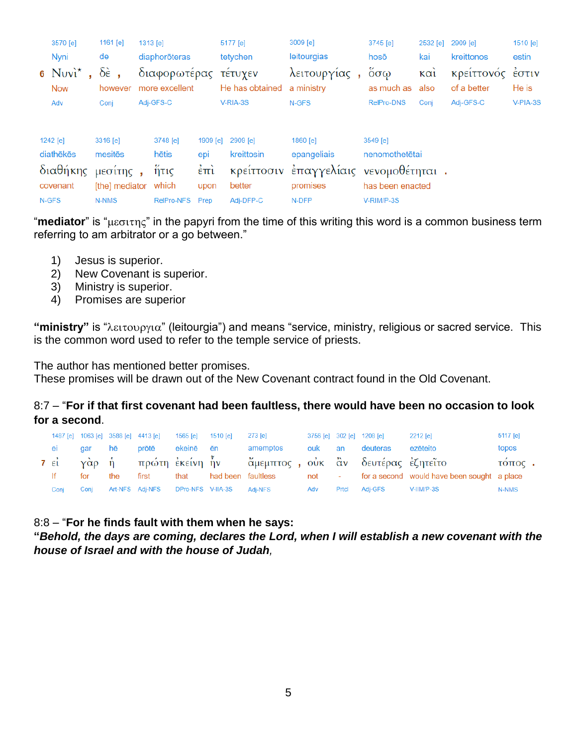| | 3570 [e] | 1161 [e] | 1313 [e] | 5177 [e] | 3009 [e] | 3745 [e] | 2532 [e] | 2909 [e] | 1510 [e] |
|---|---|---|---|---|---|---|---|---|---|
| | Nyni | de | diaphorōteras | tetychen | leitourgias | hosō | kai | kreittonos | estin |
| 6 | Νυνὶ* , | δὲ , | διαφορωτέρας | τέτυχεν | λειτουργίας , | ὅσῳ | καὶ | κρείττονός | ἐστιν |
| | Now | however | more excellent | He has obtained | a ministry | as much as | also | of a better | He is |
| | Adv | Conj | Adj-GFS-C | V-RIA-3S | N-GFS | RelPro-DNS | Conj | Adj-GFS-C | V-PIA-3S |

| 1242 [e] | 3316 [e] | 3748 [e] | 1909 [e] | 2909 [e] | 1860 [e] | 3549 [e] |
|---|---|---|---|---|---|---|
| diathēkēs | mesitēs | hētis | epi | kreittosin | epangeliais | nenomothetētai |
| διαθήκης | μεσίτης , | ἥτις | ἐπὶ | κρείττοσιν | ἐπαγγελίαις | νενομοθέτηται . |
| covenant | [the] mediator | which | upon | better | promises | has been enacted |
| N-GFS | N-NMS | RelPro-NFS | Prep | Adj-DFP-C | N-DFP | V-RIM/P-3S |

“**mediator**” is “μεσιτης” in the papyri from the time of this writing this word is a common business term referring to am arbitrator or a go between.”

1) Jesus is superior.
2) New Covenant is superior.
3) Ministry is superior.
4) Promises are superior

**“ministry”** is “λειτουργια” (leitourgia”) and means “service, ministry, religious or sacred service. This is the common word used to refer to the temple service of priests.

The author has mentioned better promises.
These promises will be drawn out of the New Covenant contract found in the Old Covenant.

8:7 – “**For if that first covenant had been faultless, there would have been no occasion to look for a second**.

| | 1487 [e] | 1063 [e] | 3588 [e] | 4413 [e] | 1565 [e] | 1510 [e] | 273 [e] | 3756 [e] | 302 [e] | 1208 [e] | 2212 [e] | 5117 [e] |
|---|---|---|---|---|---|---|---|---|---|---|---|---|
| | ei | gar | hē | prōtē | ekeinē | ēn | amemptos | ouk | an | deuteras | ezēteito | topos |
| 7 | εἰ | γὰρ | ἡ | πρώτη | ἐκείνη | ἦν | ἄμεμπτος , | οὐκ | ἂν | δευτέρας | ἐζητεῖτο | τόπος . |
| | If | for | the | first | that | had been | faultless | not | - | for a second | would have been sought | a place |
| | Conj | Conj | Art-NFS | Adj-NFS | DPro-NFS | V-IIA-3S | Adj-NFS | Adv | Prtcl | Adj-GFS | V-IIM/P-3S | N-NMS |

8:8 – “**For he finds fault with them when he says:**
“***Behold, the days are coming, declares the Lord, when I will establish a new covenant with the house of Israel and with the house of Judah***,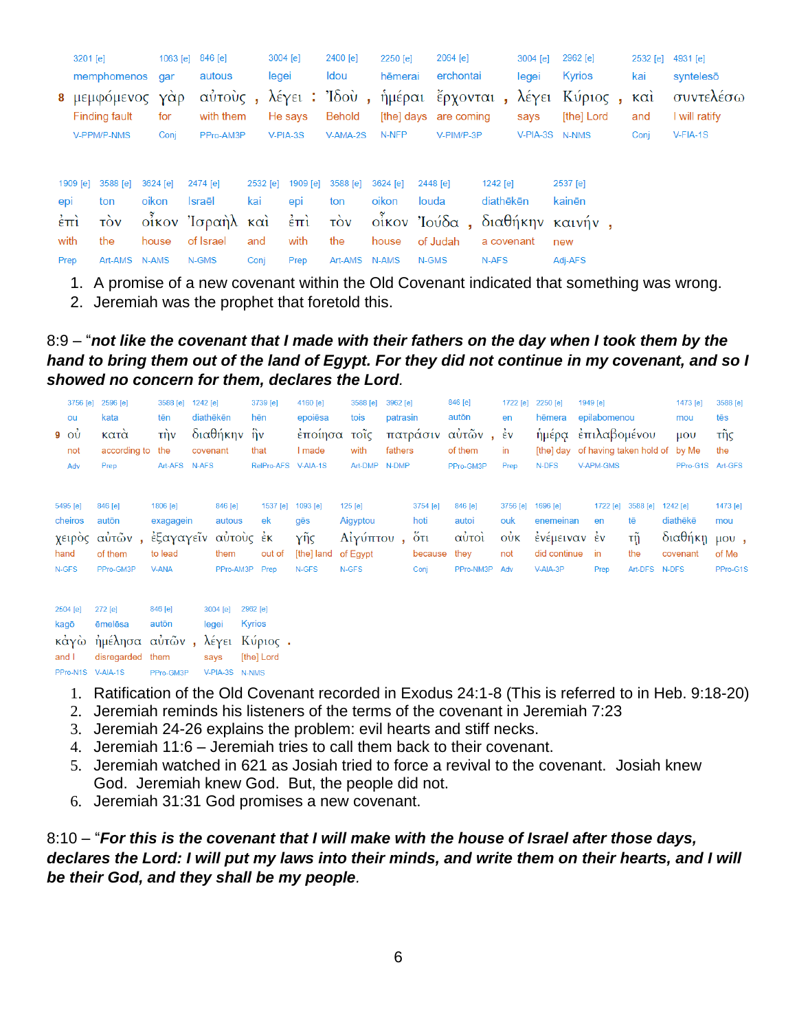| 3201 [e] | 1063 [e] | 846 [e] | 3004 [e] | 2400 [e] | 2250 [e] | 2064 [e] | 3004 [e] | 2962 [e] | 2532 [e] | 4831 [e] |
|---|---|---|---|---|---|---|---|---|---|---|
| memphomenos | gar | autous | legei | Idou | hēmerai | erchontai | legei | Kyrios | kai | synteleso |
| 8 μεμφόμενος | γὰρ | αὐτοὺς , | λέγει : | Ἰδοὺ , | ἡμέραι | ἔρχονται , | λέγει | Κύριος , | καὶ | συντελέσω |
| Finding fault | for | with them | He says | Behold | [the] days | are coming | says | [the] Lord | and | I will ratify |
| V-PPM/P-NMS | Conj | PPro-AM3P | V-PIA-3S | V-AMA-2S | N-NFP | V-PIM/P-3P | V-PIA-3S | N-NMS | Conj | V-FIA-1S |

| 1909 [e] | 3588 [e] | 3624 [e] | 2474 [e] | 2532 [e] | 1909 [e] | 3588 [e] | 3624 [e] | 2448 [e] | 1242 [e] | 2537 [e] |
|---|---|---|---|---|---|---|---|---|---|---|
| epi | ton | oikon | Israēl | kai | epi | ton | oikon | Iouda | diathēkēn | kainēn |
| ἐπὶ | τὸν | οἶκον | Ἰσραὴλ | καὶ | ἐπὶ | τὸν | οἶκον | Ἰούδα , | διαθήκην | καινήν , |
| with | the | house | of Israel | and | with | the | house | of Judah | a covenant | new |
| Prep | Art-AMS | N-AMS | N-GMS | Conj | Prep | Art-AMS | N-AMS | N-GMS | N-AFS | Adj-AFS |

1. A promise of a new covenant within the Old Covenant indicated that something was wrong.
2. Jeremiah was the prophet that foretold this.

8:9 – “***not like the covenant that I made with their fathers on the day when I took them by the hand to bring them out of the land of Egypt. For they did not continue in my covenant, and so I showed no concern for them, declares the Lord***.

| 3756 [e] | 2596 [e] | 3588 [e] | 1242 [e] | 3739 [e] | 4160 [e] | 3588 [e] | 3962 [e] | 846 [e] | 1722 [e] | 2250 [e] | 1949 [e] | 1473 [e] | 3588 [e] |
|---|---|---|---|---|---|---|---|---|---|---|---|---|---|
| ou | kata | tēn | diathēkēn | hēn | epoiēsa | tois | patrasin | autōn | en | hēmera | epilabomenou | mou | tēs |
| 9 οὐ | κατὰ | τὴν | διαθήκην | ἣν | ἐποίησα | τοῖς | πατράσιν | αὐτῶν , | ἐν | ἡμέρᾳ | ἐπιλαβομένου | μου | τῆς |
| not | according to | the | covenant | that | I made | with | fathers | of them | in | [the] day | of having taken hold of | by Me | the |
| Adv | Prep | Art-AFS | N-AFS | RelPro-AFS | V-AIA-1S | Art-DMP | N-DMP | PPro-GM3P | Prep | N-DFS | V-APM-GMS | PPro-G1S | Art-GFS |

| 5495 [e] | 846 [e] | 1806 [e] | 846 [e] | 1537 [e] | 1093 [e] | 125 [e] | 3754 [e] | 846 [e] | 3756 [e] | 1696 [e] | 1722 [e] | 3588 [e] | 1242 [e] | 1473 [e] |
|---|---|---|---|---|---|---|---|---|---|---|---|---|---|---|
| cheiros | autōn | exagagein | autous | ek | gēs | Aigyptou | hoti | autoi | ouk | enemeinan | en | tē | diathēkē | mou |
| χειρὸς | αὐτῶν , | ἐξαγαγεῖν | αὐτοὺς | ἐκ | γῆς | Αἰγύπτου , | ὅτι | αὐτοὶ | οὐκ | ἐνέμειναν | ἐν | τῇ | διαθήκῃ | μου , |
| hand | of them | to lead | them | out of | [the] land | of Egypt | because | they | not | did continue | in | the | covenant | of Me |
| N-GFS | PPro-GM3P | V-ANA | PPro-AM3P | Prep | N-GFS | N-GFS | Conj | PPro-NM3P | Adv | V-AIA-3P | Prep | Art-DFS | N-DFS | PPro-G1S |

| 2504 [e] | 272 [e] | 846 [e] | 3004 [e] | 2962 [e] |
|---|---|---|---|---|
| kagō | ēmelēsa | autōn | legei | Kyrios |
| κἀγὼ | ἠμέλησα | αὐτῶν , | λέγει | Κύριος . |
| and I | disregarded | them | says | [the] Lord |
| PPro-N1S | V-AIA-1S | PPro-GM3P | V-PIA-3S | N-NMS |

1. Ratification of the Old Covenant recorded in Exodus 24:1-8 (This is referred to in Heb. 9:18-20)
2. Jeremiah reminds his listeners of the terms of the covenant in Jeremiah 7:23
3. Jeremiah 24-26 explains the problem: evil hearts and stiff necks.
4. Jeremiah 11:6 – Jeremiah tries to call them back to their covenant.
5. Jeremiah watched in 621 as Josiah tried to force a revival to the covenant. Josiah knew God. Jeremiah knew God. But, the people did not.
6. Jeremiah 31:31 God promises a new covenant.

8:10 – “***For this is the covenant that I will make with the house of Israel after those days, declares the Lord: I will put my laws into their minds, and write them on their hearts, and I will be their God, and they shall be my people***.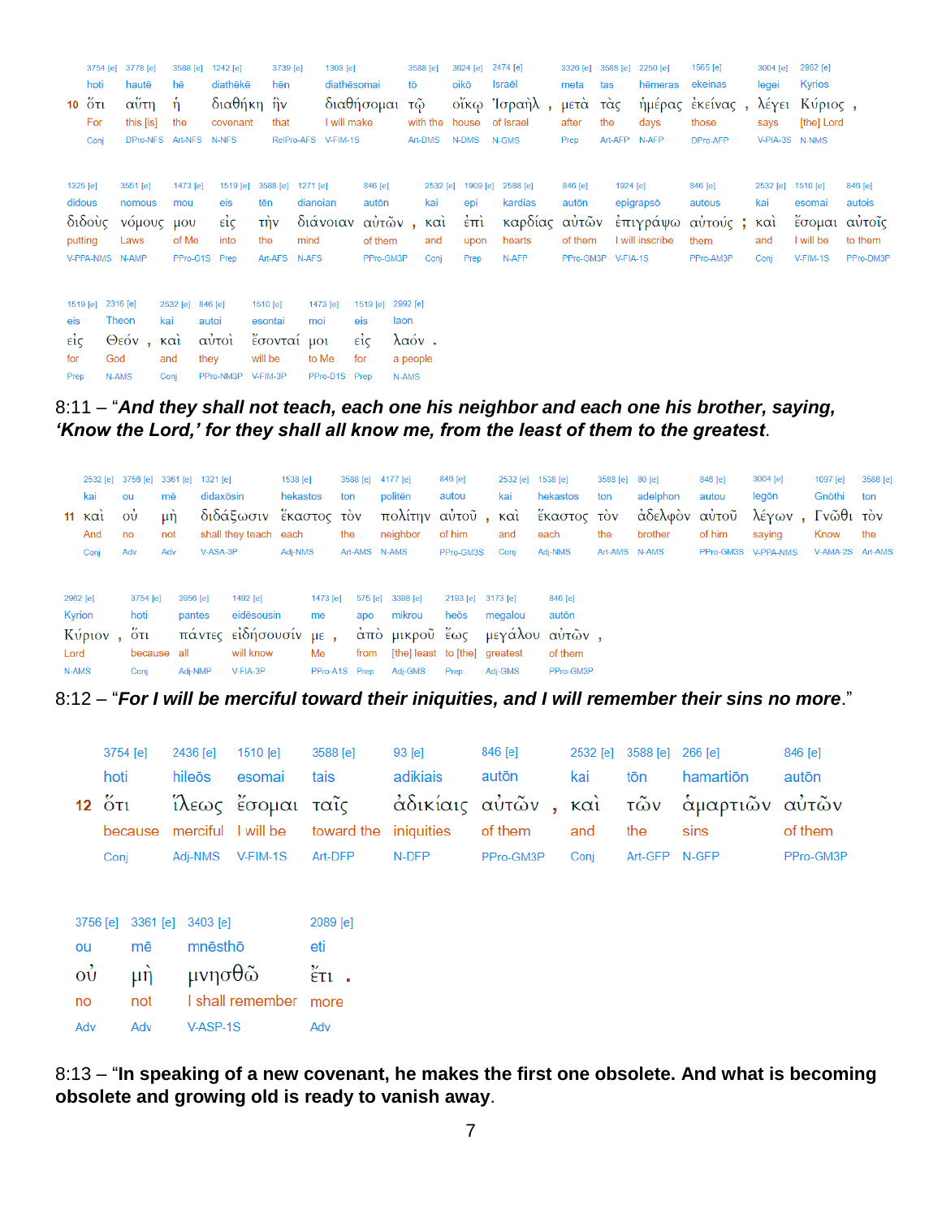| | 3754 [e] | 3778 [e] | 3588 [e] | 1242 [e] | 3739 [e] | 1303 [e] | 3588 [e] | 3624 [e] | 2474 [e] | | 3326 [e] | 3588 [e] | 2250 [e] | 1565 [e] | | 3004 [e] | 2962 [e] | |
|---|---|---|---|---|---|---|---|---|---|---|---|---|---|---|---|---|---|---|
| | hoti | hautē | hē | diathēkē | hēn | diathēsomai | tō | oikō | Israēl | | meta | tas | hēmeras | ekeinas | | legei | Kyrios | |
| 10 | ὅτι | αὕτη | ἡ | διαθήκη | ἣν | διαθήσομαι | τῷ | οἴκῳ | Ἰσραὴλ | , | μετὰ | τὰς | ἡμέρας | ἐκείνας | , | λέγει | Κύριος | , |
| | For | this [is] | the | covenant | that | I will make | with the | house | of Israel | | after | the | days | those | | says | [the] Lord | |
| | Conj | DPro-NFS | Art-NFS | N-NFS | RelPro-AFS | V-FIM-1S | Art-DMS | N-DMS | N-GMS | | Prep | Art-AFP | N-AFP | DPro-AFP | | V-PIA-3S | N-NMS | |

| 1325 [e] | 3551 [e] | 1473 [e] | 1519 [e] | 3588 [e] | 1271 [e] | 846 [e] | | 2532 [e] | 1909 [e] | 2588 [e] | 846 [e] | 1924 [e] | 846 [e] | | 2532 [e] | 1510 [e] | 846 [e] |
|---|---|---|---|---|---|---|---|---|---|---|---|---|---|---|---|---|---|
| didous | nomous | mou | eis | tēn | dianoian | autōn | | kai | epi | kardias | autōn | epigrapsō | autous | | kai | esomai | autois |
| διδοὺς | νόμους | μου | εἰς | τὴν | διάνοιαν | αὐτῶν | , | καὶ | ἐπὶ | καρδίας | αὐτῶν | ἐπιγράψω | αὐτούς | ; | καὶ | ἔσομαι | αὐτοῖς |
| putting | Laws | of Me | into | the | mind | of them | | and | upon | hearts | of them | I will inscribe | them | | and | I will be | to them |
| V-PPA-NMS | N-AMP | PPro-G1S | Prep | Art-AFS | N-AFS | PPro-GM3P | | Conj | Prep | N-AFP | PPro-GM3P | V-FIA-1S | PPro-AM3P | | Conj | V-FIM-1S | PPro-DM3P |

| 1519 [e] | 2316 [e] | | 2532 [e] | 846 [e] | 1510 [e] | 1473 [e] | 1519 [e] | 2992 [e] | |
|---|---|---|---|---|---|---|---|---|---|
| eis | Theon | | kai | autoi | esontai | moi | eis | laon | |
| εἰς | Θεόν | , | καὶ | αὐτοὶ | ἔσονταί | μοι | εἰς | λαόν | . |
| for | God | | and | they | will be | to Me | for | a people | |
| Prep | N-AMS | | Conj | PPro-NM3P | V-FIM-3P | PPro-D1S | Prep | N-AMS | |

8:11 – “***And they shall not teach, each one his neighbor and each one his brother, saying, ‘Know the Lord,’ for they shall all know me, from the least of them to the greatest***.

| | 2532 [e] | 3756 [e] | 3361 [e] | 1321 [e] | 1538 [e] | 3588 [e] | 4177 [e] | 846 [e] | | 2532 [e] | 1538 [e] | 3588 [e] | 80 [e] | 846 [e] | 3004 [e] | | 1097 [e] | 3588 [e] |
|---|---|---|---|---|---|---|---|---|---|---|---|---|---|---|---|---|---|---|
| | kai | ou | mē | didaxōsin | hekastos | ton | politēn | autou | | kai | hekastos | ton | adelphon | autou | legōn | | Gnōthi | ton |
| 11 | καὶ | οὐ | μὴ | διδάξωσιν | ἕκαστος | τὸν | πολίτην | αὐτοῦ | , | καὶ | ἕκαστος | τὸν | ἀδελφὸν | αὐτοῦ | λέγων | , | Γνῶθι | τὸν |
| | And | no | not | shall they teach | each | the | neighbor | of him | | and | each | the | brother | of him | saying | | Know | the |
| | Conj | Adv | Adv | V-ASA-3P | Adj-NMS | Art-AMS | N-AMS | PPro-GM3S | | Conj | Adj-NMS | Art-AMS | N-AMS | PPro-GM3S | V-PPA-NMS | | V-AMA-2S | Art-AMS |

| 2962 [e] | | 3754 [e] | 3956 [e] | 1492 [e] | 1473 [e] | | 575 [e] | 3398 [e] | 2193 [e] | 3173 [e] | 846 [e] | |
|---|---|---|---|---|---|---|---|---|---|---|---|---|
| Kyrion | | hoti | pantes | eidēsousin | me | | apo | mikrou | heōs | megalou | autōn | |
| Κύριον | , | ὅτι | πάντες | εἰδήσουσίν | με | , | ἀπὸ | μικροῦ | ἕως | μεγάλου | αὐτῶν | , |
| Lord | | because | all | will know | Me | | from | [the] least | to [the] | greatest | of them | |
| N-AMS | | Conj | Adj-NMP | V-FIA-3P | PPro-A1S | | Prep | Adj-GMS | Prep | Adj-GMS | PPro-GM3P | |

8:12 – “***For I will be merciful toward their iniquities, and I will remember their sins no more***.”

| | 3754 [e] | 2436 [e] | 1510 [e] | 3588 [e] | 93 [e] | 846 [e] | | 2532 [e] | 3588 [e] | 266 [e] | 846 [e] |
|---|---|---|---|---|---|---|---|---|---|---|---|
| | hoti | hileōs | esomai | tais | adikiais | autōn | | kai | tōn | hamartiōn | autōn |
| 12 | ὅτι | ἵλεως | ἔσομαι | ταῖς | ἀδικίαις | αὐτῶν | , | καὶ | τῶν | ἁμαρτιῶν | αὐτῶν |
| | because | merciful | I will be | toward the | iniquities | of them | | and | the | sins | of them |
| | Conj | Adj-NMS | V-FIM-1S | Art-DFP | N-DFP | PPro-GM3P | | Conj | Art-GFP | N-GFP | PPro-GM3P |

| 3756 [e] | 3361 [e] | 3403 [e] | 2089 [e] | |
|---|---|---|---|---|
| ou | mē | mnēsthō | eti | |
| οὐ | μὴ | μνησθῶ | ἔτι | . |
| no | not | I shall remember | more | |
| Adv | Adv | V-ASP-1S | Adv | |

8:13 – “**In speaking of a new covenant, he makes the first one obsolete. And what is becoming obsolete and growing old is ready to vanish away**.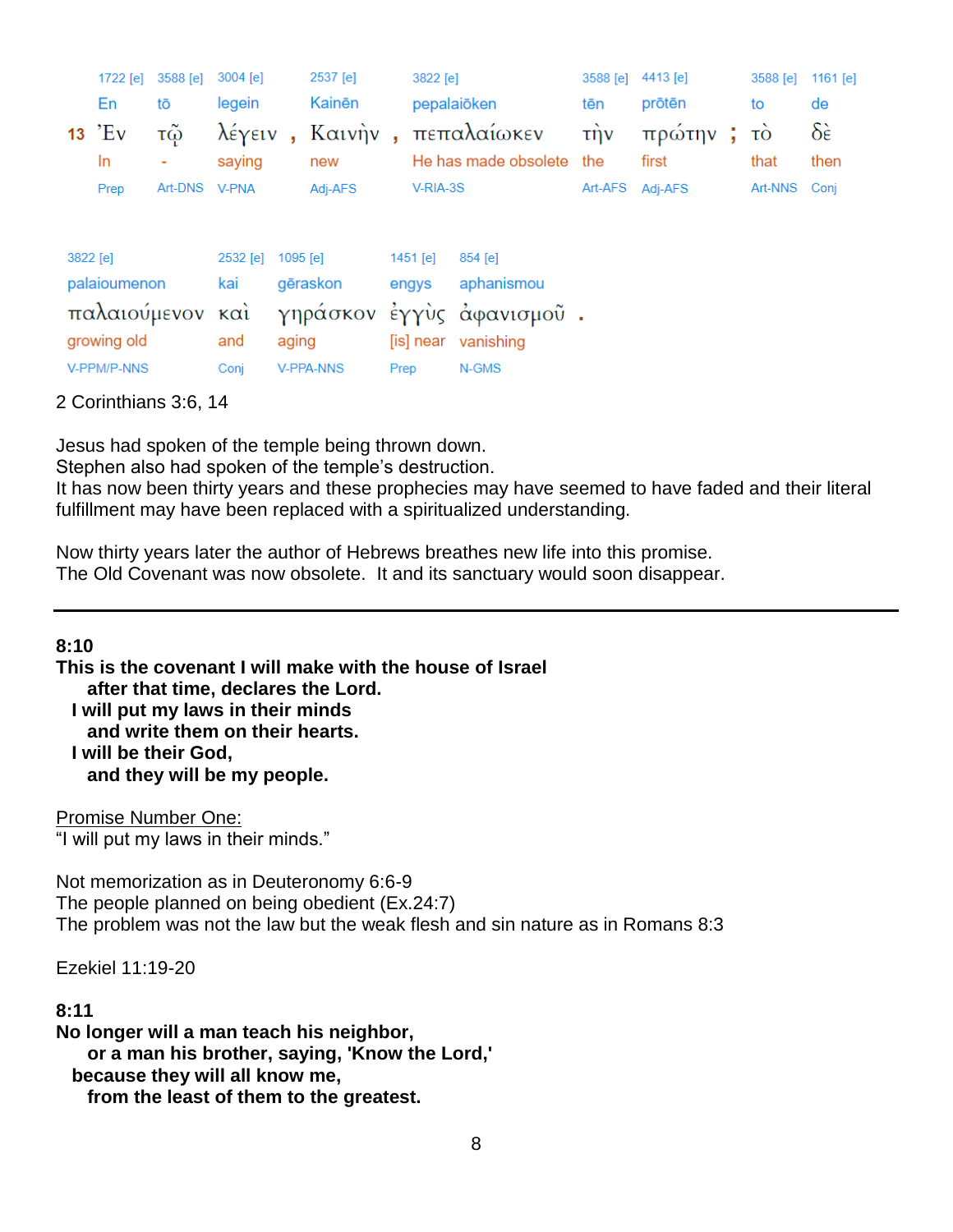| | 1722 [e] | 3588 [e] | 3004 [e] | | 2537 [e] | | 3822 [e] | 3588 [e] | 4413 [e] | | 3588 [e] | 1161 [e] |
|---|---|---|---|---|---|---|---|---|---|---|---|---|
| | En | tō | legein | | Kainēn | | pepalaiōken | tēn | prōtēn | | to | de |
| **13** | Ἐν | τῷ | λέγειν | , | Καινὴν | , | πεπαλαίωκεν | τὴν | πρώτην | ; | τὸ | δὲ |
| | In | - | saying | | new | | He has made obsolete | the | first | | that | then |
| | Prep | Art-DNS | V-PNA | | Adj-AFS | | V-RIA-3S | Art-AFS | Adj-AFS | | Art-NNS | Conj |

| 3822 [e] | 2532 [e] | 1095 [e] | 1451 [e] | 854 [e] | |
|---|---|---|---|---|---|
| palaioumenon | kai | gēraskon | engys | aphanismou | |
| παλαιούμενον | καὶ | γηράσκον | ἐγγὺς | ἀφανισμοῦ | . |
| growing old | and | aging | [is] near | vanishing | |
| V-PPM/P-NNS | Conj | V-PPA-NNS | Prep | N-GMS | |

2 Corinthians 3:6, 14

Jesus had spoken of the temple being thrown down.
Stephen also had spoken of the temple's destruction.
It has now been thirty years and these prophecies may have seemed to have faded and their literal fulfillment may have been replaced with a spiritualized understanding.

Now thirty years later the author of Hebrews breathes new life into this promise.
The Old Covenant was now obsolete. It and its sanctuary would soon disappear.

---

**8:10**
**This is the covenant I will make with the house of Israel**
**after that time, declares the Lord.**
**I will put my laws in their minds**
**and write them on their hearts.**
**I will be their God,**
**and they will be my people.**

<u>Promise Number One:</u>
"I will put my laws in their minds."

Not memorization as in Deuteronomy 6:6-9
The people planned on being obedient (Ex.24:7)
The problem was not the law but the weak flesh and sin nature as in Romans 8:3

Ezekiel 11:19-20

**8:11**
**No longer will a man teach his neighbor,**
**or a man his brother, saying, 'Know the Lord,'**
**because they will all know me,**
**from the least of them to the greatest.**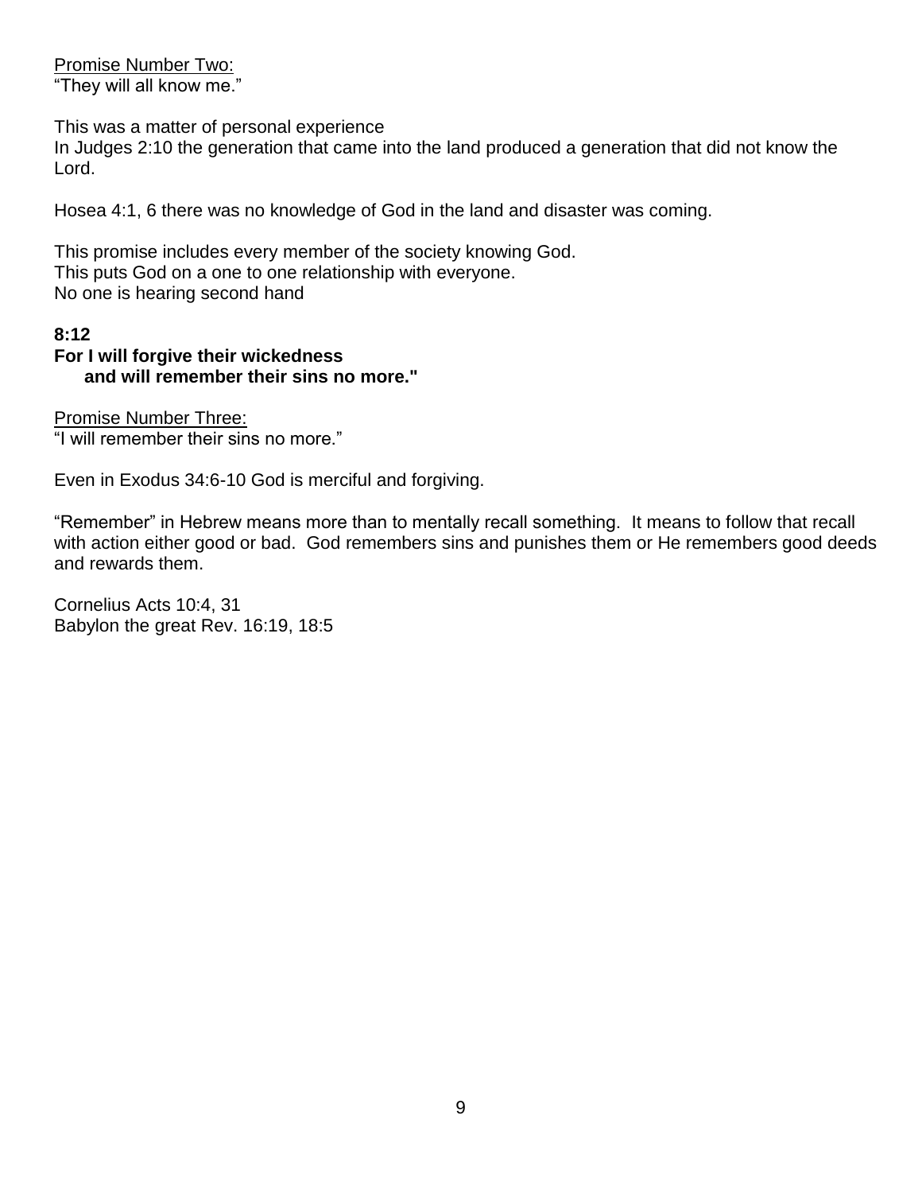<u>Promise Number Two:</u>
“They will all know me.”

This was a matter of personal experience
In Judges 2:10 the generation that came into the land produced a generation that did not know the Lord.

Hosea 4:1, 6 there was no knowledge of God in the land and disaster was coming.

This promise includes every member of the society knowing God.
This puts God on a one to one relationship with everyone.
No one is hearing second hand

**8:12**
**For I will forgive their wickedness**
**and will remember their sins no more."**

<u>Promise Number Three:</u>
“I will remember their sins no more.”

Even in Exodus 34:6-10 God is merciful and forgiving.

“Remember” in Hebrew means more than to mentally recall something. It means to follow that recall with action either good or bad. God remembers sins and punishes them or He remembers good deeds and rewards them.

Cornelius Acts 10:4, 31
Babylon the great Rev. 16:19, 18:5